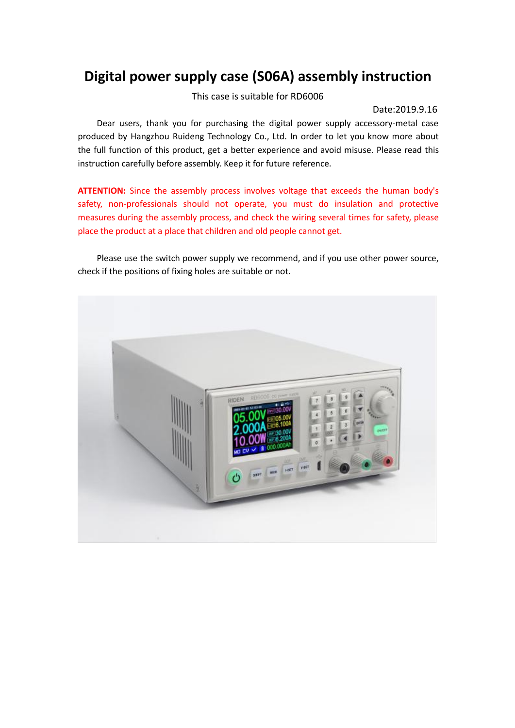# Digital power supply case (S06A) assembly instruction

This case is suitable for RD6006

Date:2019.9.16

Dear users, thank you for purchasing the digital power supply accessory-metal case produced by Hangzhou Ruideng Technology Co., Ltd. In order to let you know more about the full function of this product, get a better experience and avoid misuse. Please read this instruction carefully before assembly. Keep it for future reference.

**ATTENTION:** Since the assembly process involves voltage that exceeds the human body's safety, non-professionals should not operate, you must do insulation and protective measures during the assembly process, and check the wiring several times for safety, please place the product at a place that children and old people cannot get.

Please use the switch power supply we recommend, and if you use other power source, check if the positions of fixing holes are suitable or not.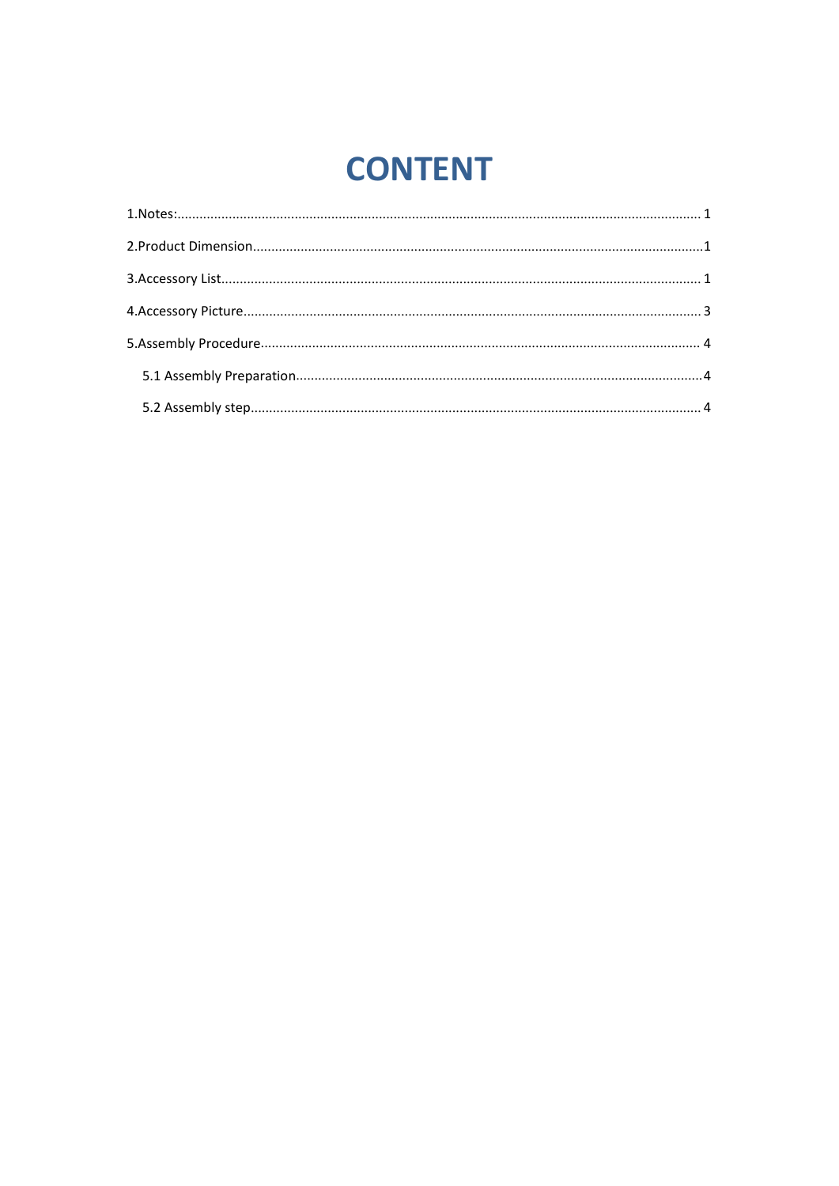# CONTENT

1.Notes:............................................................................................................................................. 1

2.Product Dimension..........................................................................................................................1

3.Accessory List.................................................................................................................................. 1

4.Accessory Picture............................................................................................................................ 3

5.Assembly Procedure....................................................................................................................... 4

  5.1 Assembly Preparation..............................................................................................................4

  5.2 Assembly step.......................................................................................................................... 4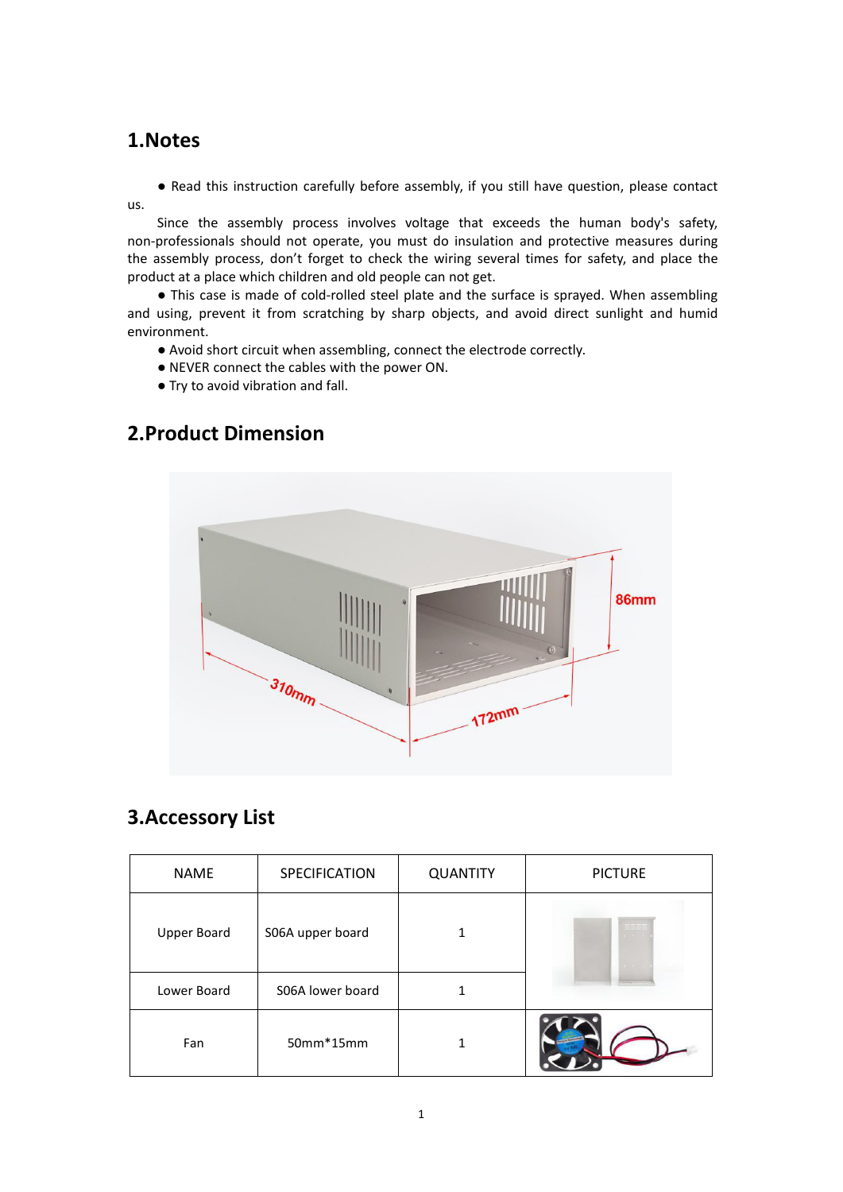## 1.Notes

● Read this instruction carefully before assembly, if you still have question, please contact us.

Since the assembly process involves voltage that exceeds the human body's safety, non-professionals should not operate, you must do insulation and protective measures during the assembly process, don't forget to check the wiring several times for safety, and place the product at a place which children and old people can not get.

● This case is made of cold-rolled steel plate and the surface is sprayed. When assembling and using, prevent it from scratching by sharp objects, and avoid direct sunlight and humid environment.

● Avoid short circuit when assembling, connect the electrode correctly.

● NEVER connect the cables with the power ON.

● Try to avoid vibration and fall.

## 2.Product Dimension

## 3.Accessory List

| NAME | SPECIFICATION | QUANTITY | PICTURE |
|---|---|---|---|
| Upper Board | S06A upper board | 1 | |
| Lower Board | S06A lower board | 1 | |
| Fan | 50mm*15mm | 1 | |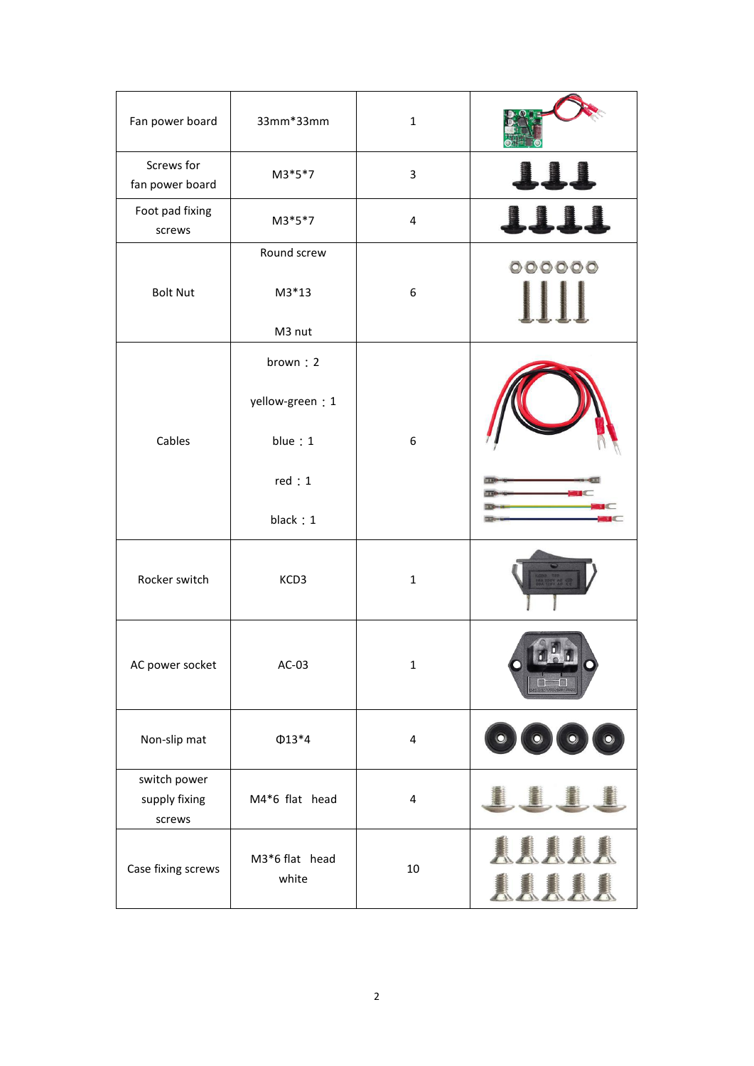| Fan power board | 33mm*33mm | 1 | |
|---|---|---|---|
| Screws for fan power board | M3*5*7 | 3 | |
| Foot pad fixing screws | M3*5*7 | 4 | |
| Bolt Nut | Round screw<br><br>M3*13<br><br>M3 nut | 6 | |
| Cables | brown：2<br><br>yellow-green：1<br><br>blue：1<br><br>red：1<br><br>black：1 | 6 | |
| Rocker switch | KCD3 | 1 | |
| AC power socket | AC-03 | 1 | |
| Non-slip mat | Φ13*4 | 4 | |
| switch power supply fixing screws | M4*6 flat  head | 4 | |
| Case fixing screws | M3*6 flat  head white | 10 | |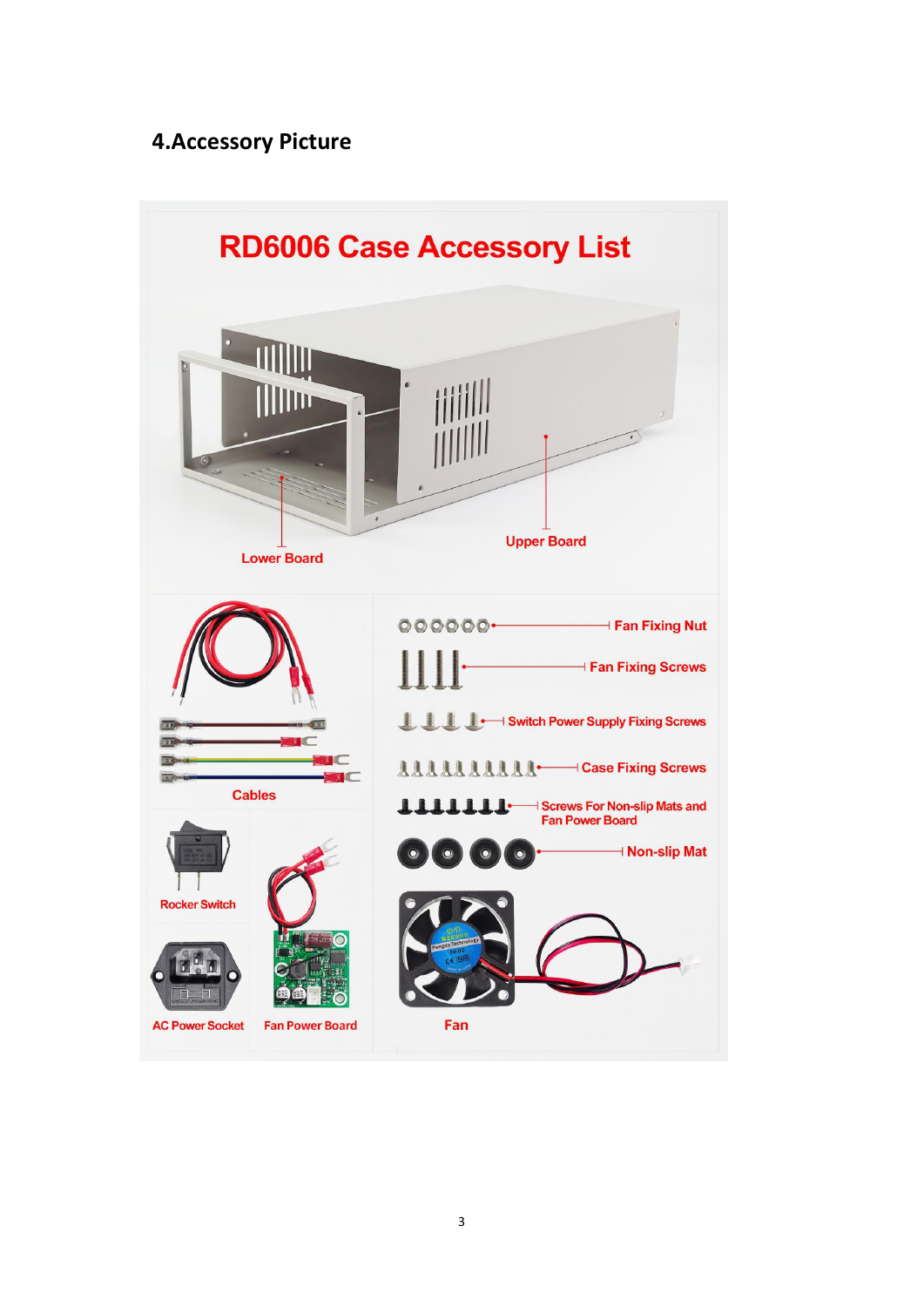## 4.Accessory Picture

RD6006 Case Accessory List

Lower Board

Upper Board

Cables

Fan Fixing Nut

Fan Fixing Screws

Switch Power Supply Fixing Screws

Case Fixing Screws

Screws For Non-slip Mats and Fan Power Board

Non-slip Mat

Rocker Switch

AC Power Socket

Fan Power Board

Fan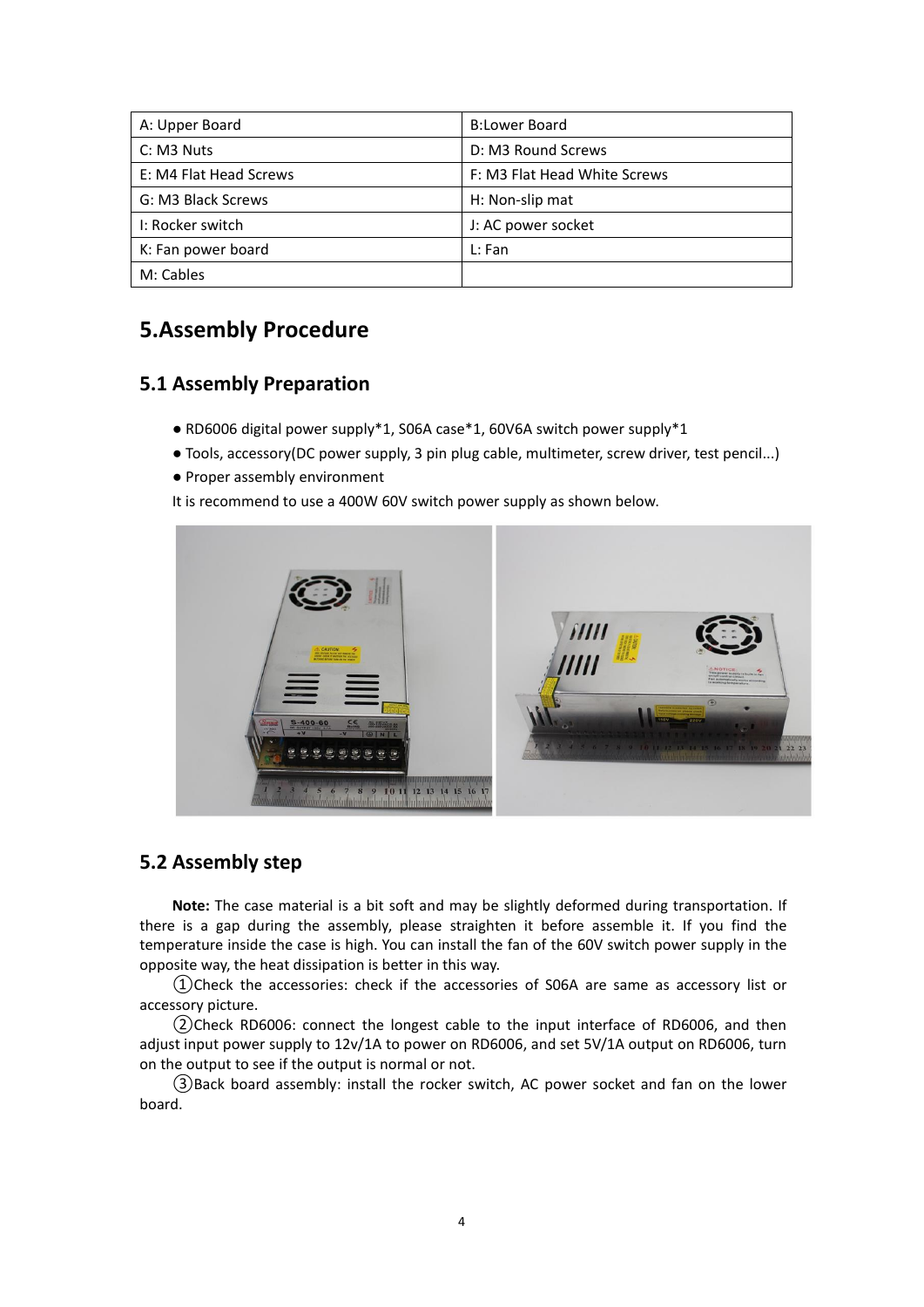| A: Upper Board | B:Lower Board |
|---|---|
| C: M3 Nuts | D: M3 Round Screws |
| E: M4 Flat Head Screws | F: M3 Flat Head White Screws |
| G: M3 Black Screws | H: Non-slip mat |
| I: Rocker switch | J: AC power socket |
| K: Fan power board | L: Fan |
| M: Cables | |

# 5.Assembly Procedure

## 5.1 Assembly Preparation

- RD6006 digital power supply*1, S06A case*1, 60V6A switch power supply*1
- Tools, accessory(DC power supply, 3 pin plug cable, multimeter, screw driver, test pencil...)
- Proper assembly environment

It is recommend to use a 400W 60V switch power supply as shown below.

## 5.2 Assembly step

**Note:** The case material is a bit soft and may be slightly deformed during transportation. If there is a gap during the assembly, please straighten it before assemble it. If you find the temperature inside the case is high. You can install the fan of the 60V switch power supply in the opposite way, the heat dissipation is better in this way.

①Check the accessories: check if the accessories of S06A are same as accessory list or accessory picture.

②Check RD6006: connect the longest cable to the input interface of RD6006, and then adjust input power supply to 12v/1A to power on RD6006, and set 5V/1A output on RD6006, turn on the output to see if the output is normal or not.

③Back board assembly: install the rocker switch, AC power socket and fan on the lower board.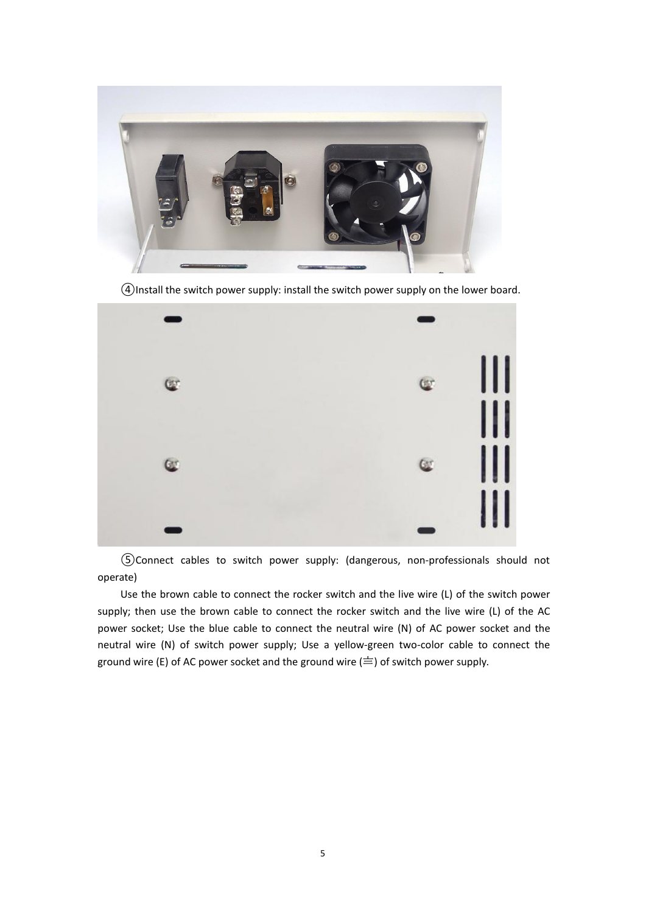④Install the switch power supply: install the switch power supply on the lower board.

⑤Connect cables to switch power supply: (dangerous, non-professionals should not operate)

Use the brown cable to connect the rocker switch and the live wire (L) of the switch power supply; then use the brown cable to connect the rocker switch and the live wire (L) of the AC power socket; Use the blue cable to connect the neutral wire (N) of AC power socket and the neutral wire (N) of switch power supply; Use a yellow-green two-color cable to connect the ground wire (E) of AC power socket and the ground wire (≑) of switch power supply.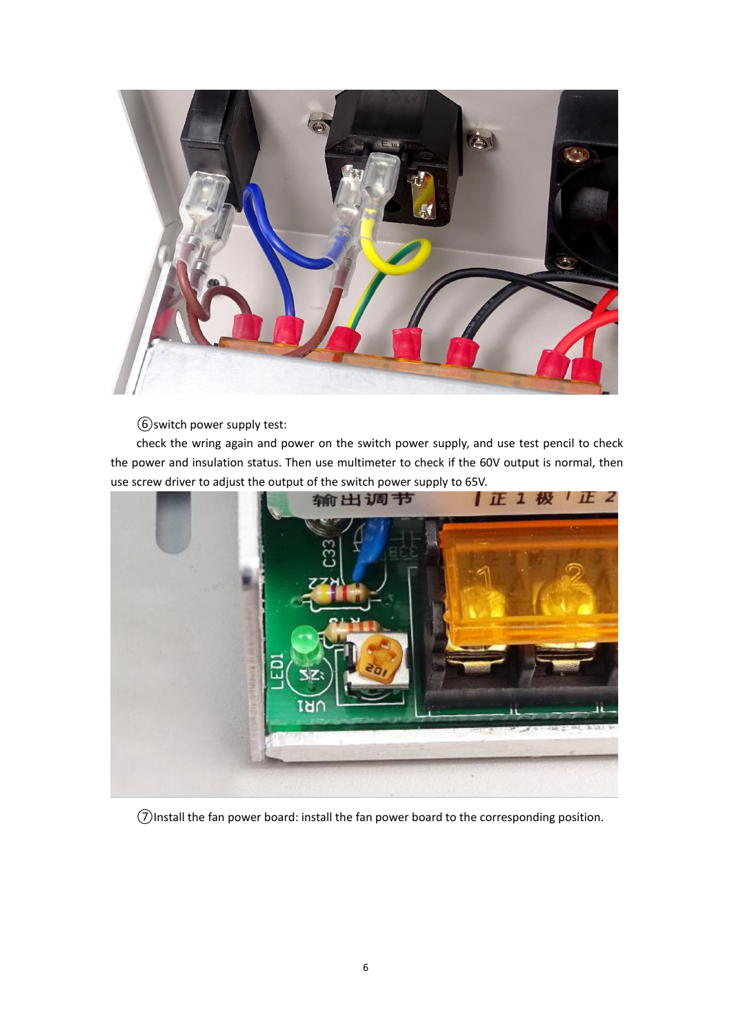⑥switch power supply test:

check the wring again and power on the switch power supply, and use test pencil to check the power and insulation status. Then use multimeter to check if the 60V output is normal, then use screw driver to adjust the output of the switch power supply to 65V.

⑦Install the fan power board: install the fan power board to the corresponding position.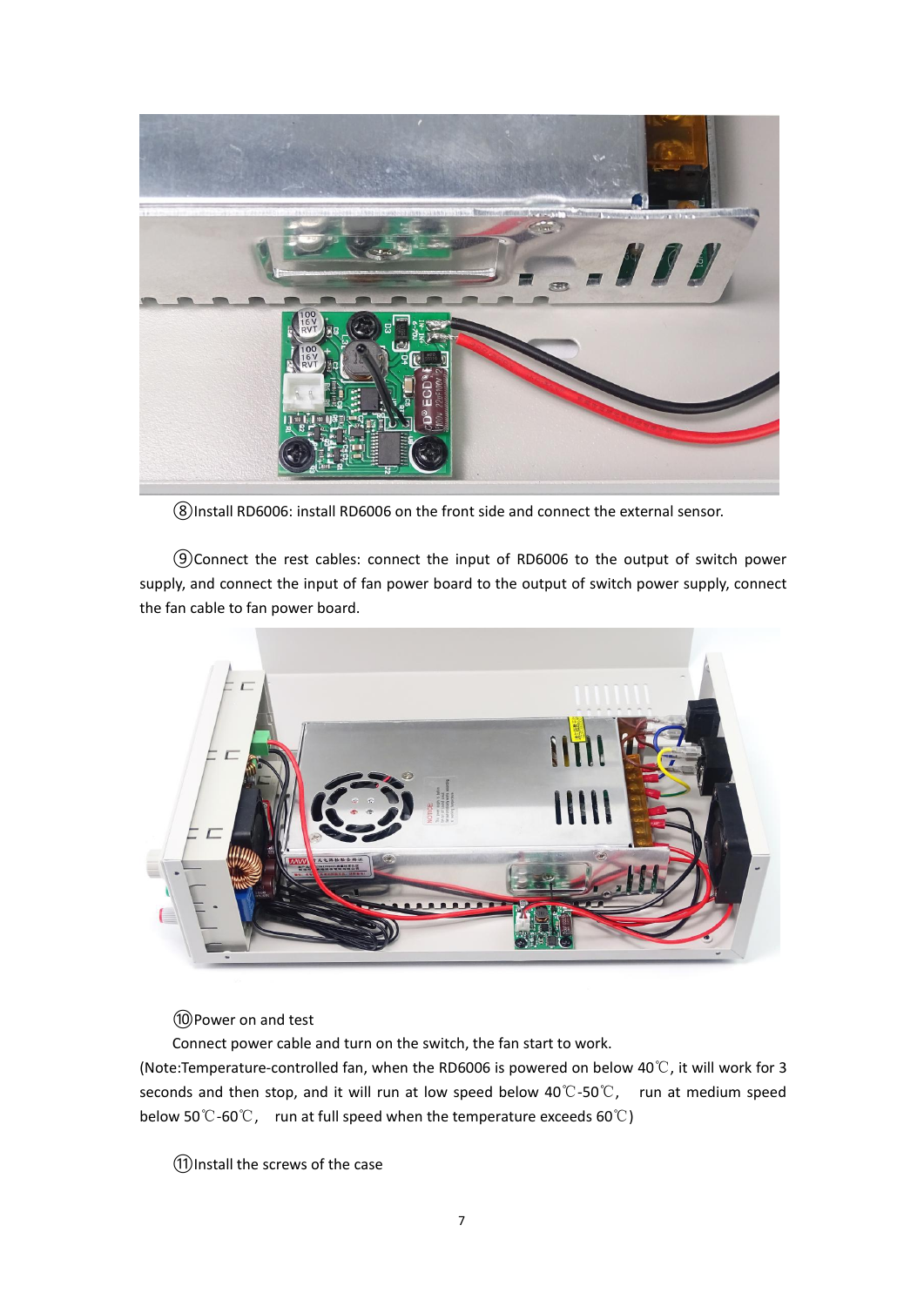⑧Install RD6006: install RD6006 on the front side and connect the external sensor.

⑨Connect the rest cables: connect the input of RD6006 to the output of switch power supply, and connect the input of fan power board to the output of switch power supply, connect the fan cable to fan power board.

⑩Power on and test

Connect power cable and turn on the switch, the fan start to work.

(Note:Temperature-controlled fan, when the RD6006 is powered on below 40℃, it will work for 3 seconds and then stop, and it will run at low speed below 40℃-50℃, run at medium speed below 50℃-60℃, run at full speed when the temperature exceeds 60℃)

⑪Install the screws of the case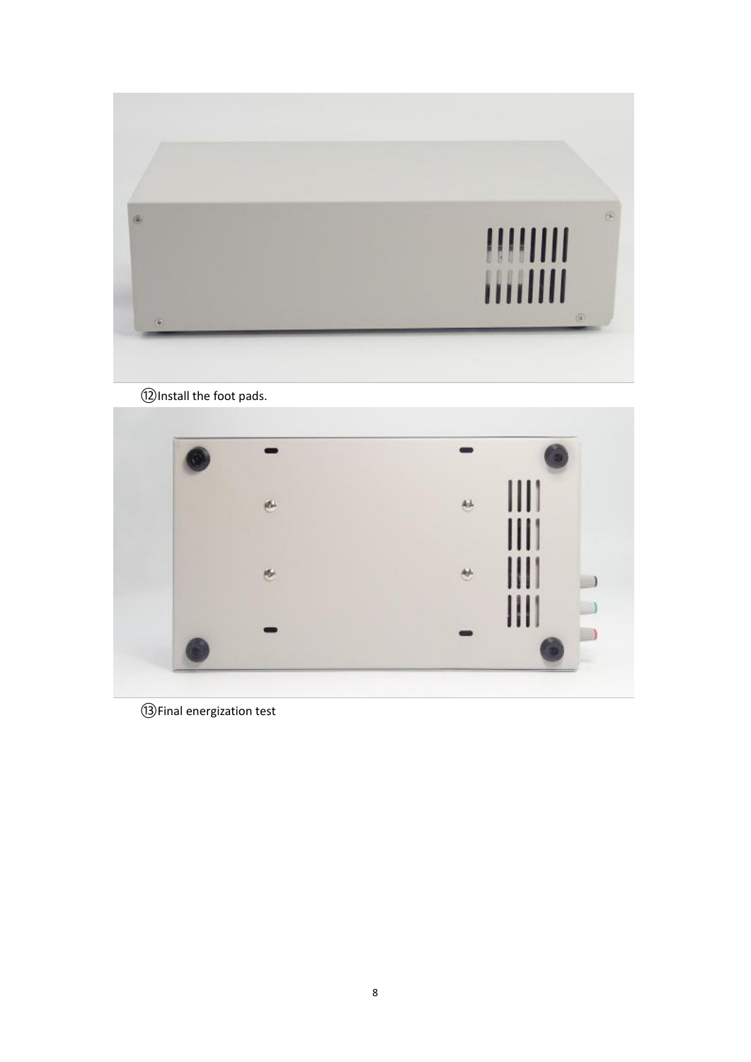⑫Install the foot pads.

⑬Final energization test